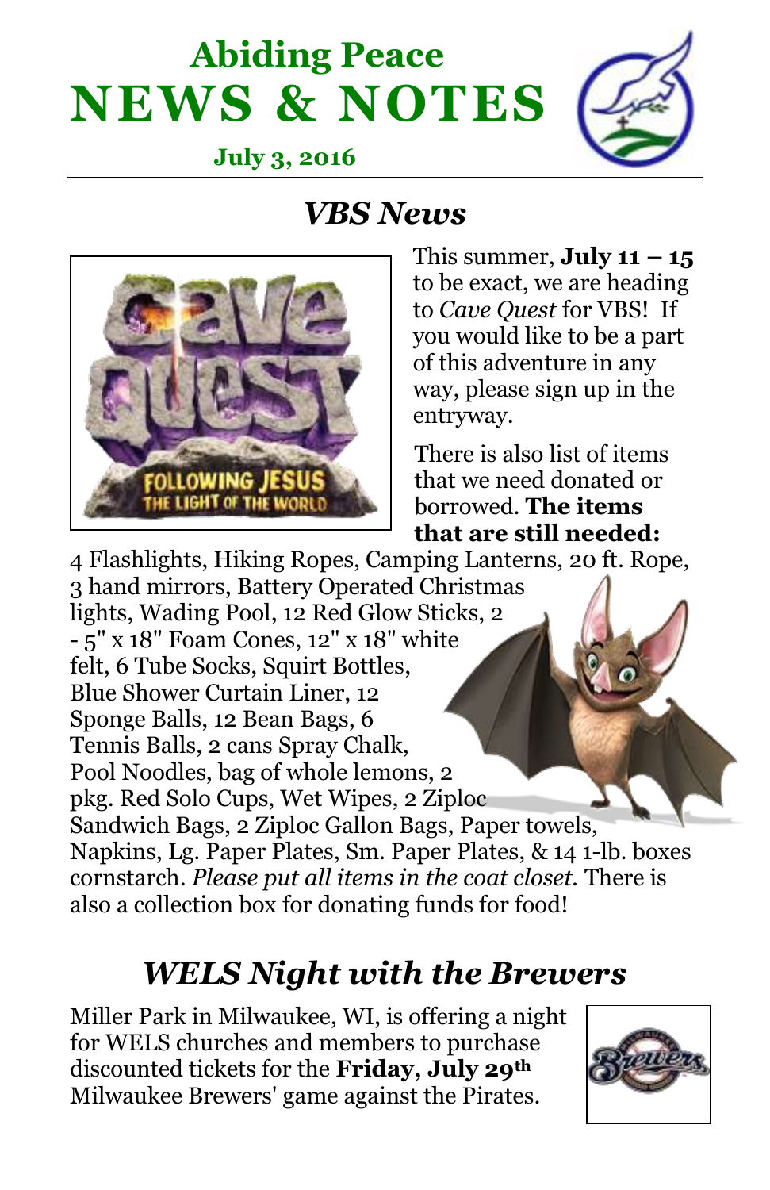# Abiding Peace NEWS & NOTES

**July 3, 2016**

## *VBS News*

This summer, **July 11 – 15** to be exact, we are heading to *Cave Quest* for VBS! If you would like to be a part of this adventure in any way, please sign up in the entryway.

There is also list of items that we need donated or borrowed. **The items that are still needed:** 4 Flashlights, Hiking Ropes, Camping Lanterns, 20 ft. Rope, 3 hand mirrors, Battery Operated Christmas lights, Wading Pool, 12 Red Glow Sticks, 2 - 5" x 18" Foam Cones, 12" x 18" white felt, 6 Tube Socks, Squirt Bottles, Blue Shower Curtain Liner, 12 Sponge Balls, 12 Bean Bags, 6 Tennis Balls, 2 cans Spray Chalk, Pool Noodles, bag of whole lemons, 2 pkg. Red Solo Cups, Wet Wipes, 2 Ziploc Sandwich Bags, 2 Ziploc Gallon Bags, Paper towels, Napkins, Lg. Paper Plates, Sm. Paper Plates, & 14 1-lb. boxes cornstarch. *Please put all items in the coat closet.* There is also a collection box for donating funds for food!

## *WELS Night with the Brewers*

Miller Park in Milwaukee, WI, is offering a night for WELS churches and members to purchase discounted tickets for the **Friday, July 29th** Milwaukee Brewers' game against the Pirates.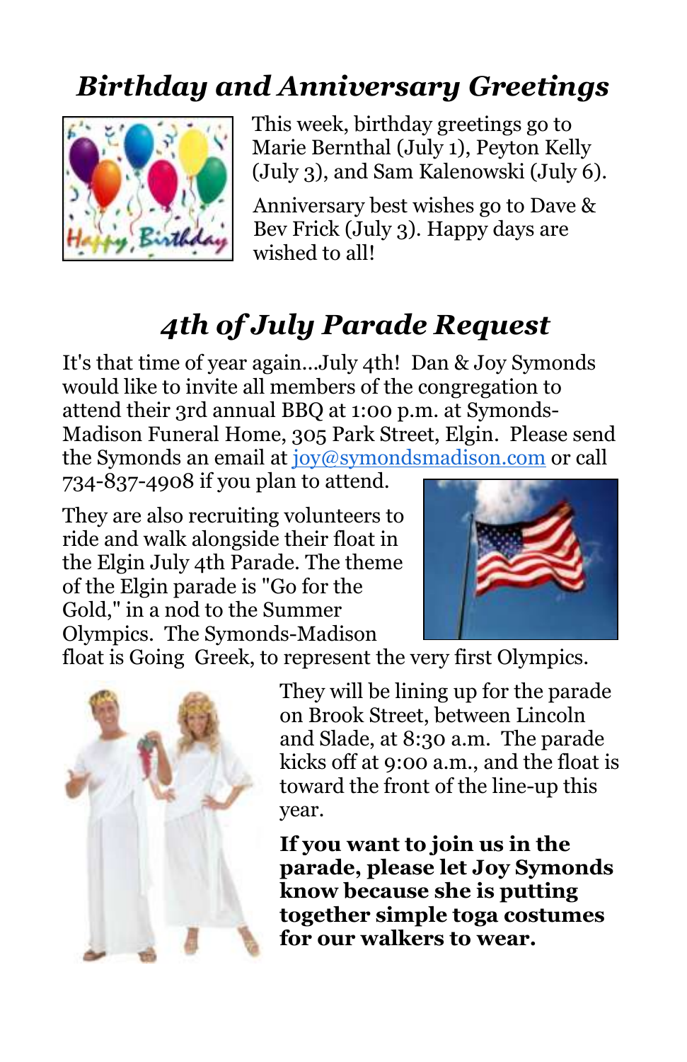## *Birthday and Anniversary Greetings*

This week, birthday greetings go to Marie Bernthal (July 1), Peyton Kelly (July 3), and Sam Kalenowski (July 6).

Anniversary best wishes go to Dave & Bev Frick (July 3). Happy days are wished to all!

## *4th of July Parade Request*

It's that time of year again...July 4th! Dan & Joy Symonds would like to invite all members of the congregation to attend their 3rd annual BBQ at 1:00 p.m. at Symonds-Madison Funeral Home, 305 Park Street, Elgin. Please send the Symonds an email at joy@symondsmadison.com or call 734-837-4908 if you plan to attend.

They are also recruiting volunteers to ride and walk alongside their float in the Elgin July 4th Parade. The theme of the Elgin parade is "Go for the Gold," in a nod to the Summer Olympics. The Symonds-Madison float is Going Greek, to represent the very first Olympics.

They will be lining up for the parade on Brook Street, between Lincoln and Slade, at 8:30 a.m. The parade kicks off at 9:00 a.m., and the float is toward the front of the line-up this year.

**If you want to join us in the parade, please let Joy Symonds know because she is putting together simple toga costumes for our walkers to wear.**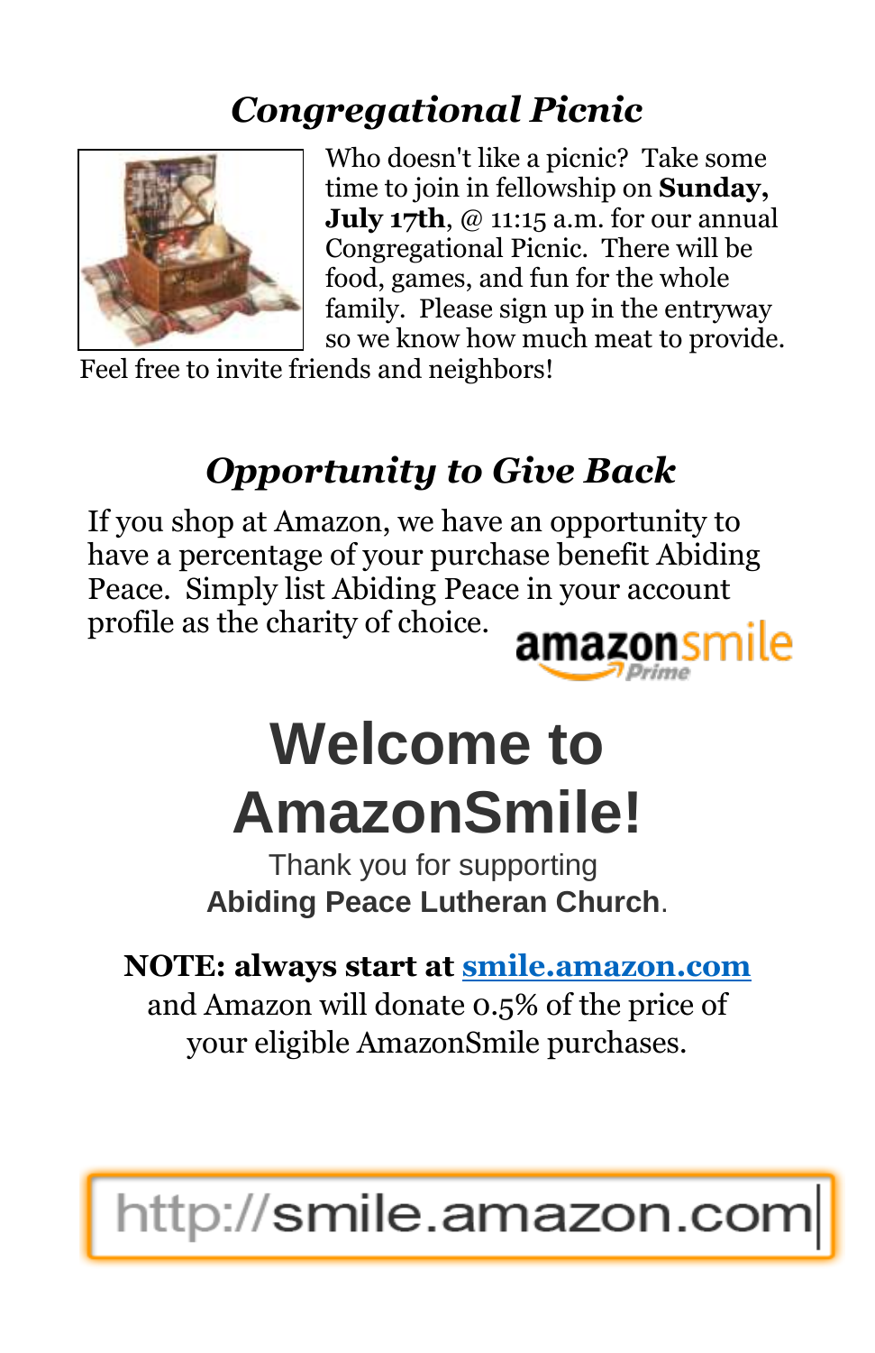## *Congregational Picnic*

Who doesn't like a picnic? Take some time to join in fellowship on **Sunday, July 17th**, @ 11:15 a.m. for our annual Congregational Picnic. There will be food, games, and fun for the whole family. Please sign up in the entryway so we know how much meat to provide. Feel free to invite friends and neighbors!

## *Opportunity to Give Back*

If you shop at Amazon, we have an opportunity to have a percentage of your purchase benefit Abiding Peace. Simply list Abiding Peace in your account profile as the charity of choice.

amazonsmile Prime

# Welcome to AmazonSmile!

Thank you for supporting
**Abiding Peace Lutheran Church**.

**NOTE: always start at smile.amazon.com** and Amazon will donate 0.5% of the price of your eligible AmazonSmile purchases.

http://smile.amazon.com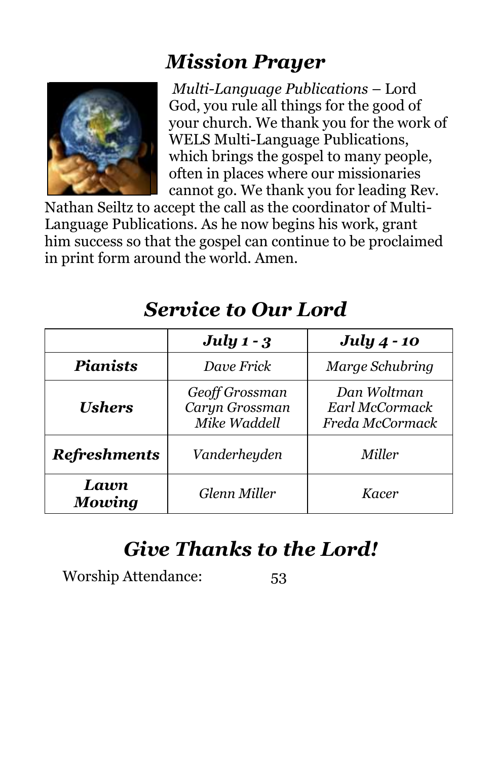## *Mission Prayer*

*Multi-Language Publications* – Lord God, you rule all things for the good of your church. We thank you for the work of WELS Multi-Language Publications, which brings the gospel to many people, often in places where our missionaries cannot go. We thank you for leading Rev. Nathan Seiltz to accept the call as the coordinator of Multi-Language Publications. As he now begins his work, grant him success so that the gospel can continue to be proclaimed in print form around the world. Amen.

## *Service to Our Lord*

| | ***July 1 - 3*** | ***July 4 - 10*** |
|---|---|---|
| ***Pianists*** | *Dave Frick* | *Marge Schubring* |
| ***Ushers*** | *Geoff Grossman*<br>*Caryn Grossman*<br>*Mike Waddell* | *Dan Woltman*<br>*Earl McCormack*<br>*Freda McCormack* |
| ***Refreshments*** | *Vanderheyden* | *Miller* |
| ***Lawn Mowing*** | *Glenn Miller* | *Kacer* |

## *Give Thanks to the Lord!*

Worship Attendance: 53